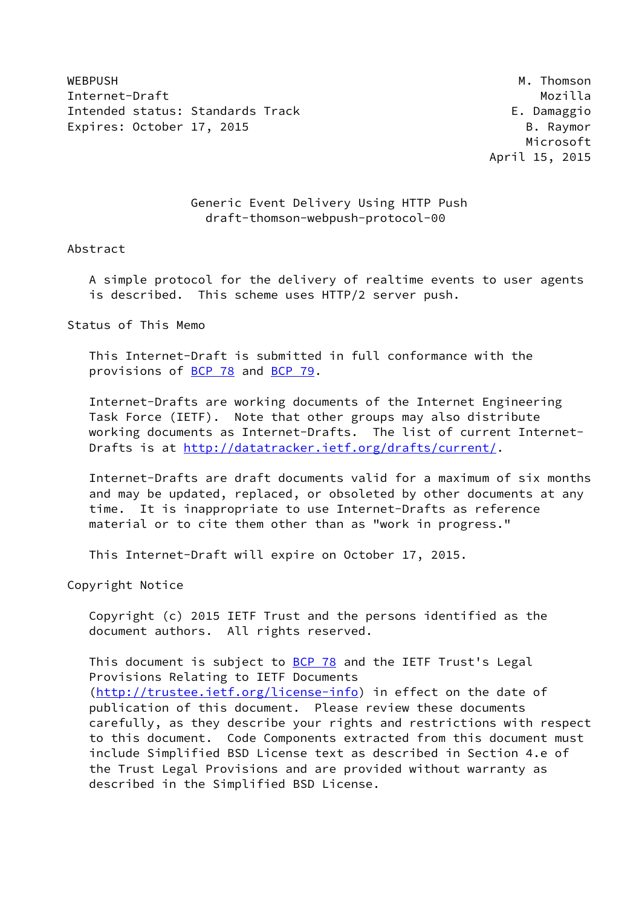WEBPUSH M. Thomson
Internet-Draft Mozilla
Intended status: Standards Track E. Damaggio
Expires: October 17, 2015 B. Raymor
Microsoft
April 15, 2015

# Generic Event Delivery Using HTTP Push
draft-thomson-webpush-protocol-00

## Abstract

A simple protocol for the delivery of realtime events to user agents is described. This scheme uses HTTP/2 server push.

## Status of This Memo

This Internet-Draft is submitted in full conformance with the provisions of BCP 78 and BCP 79.

Internet-Drafts are working documents of the Internet Engineering Task Force (IETF). Note that other groups may also distribute working documents as Internet-Drafts. The list of current Internet-Drafts is at http://datatracker.ietf.org/drafts/current/.

Internet-Drafts are draft documents valid for a maximum of six months and may be updated, replaced, or obsoleted by other documents at any time. It is inappropriate to use Internet-Drafts as reference material or to cite them other than as "work in progress."

This Internet-Draft will expire on October 17, 2015.

## Copyright Notice

Copyright (c) 2015 IETF Trust and the persons identified as the document authors. All rights reserved.

This document is subject to BCP 78 and the IETF Trust's Legal Provisions Relating to IETF Documents (http://trustee.ietf.org/license-info) in effect on the date of publication of this document. Please review these documents carefully, as they describe your rights and restrictions with respect to this document. Code Components extracted from this document must include Simplified BSD License text as described in Section 4.e of the Trust Legal Provisions and are provided without warranty as described in the Simplified BSD License.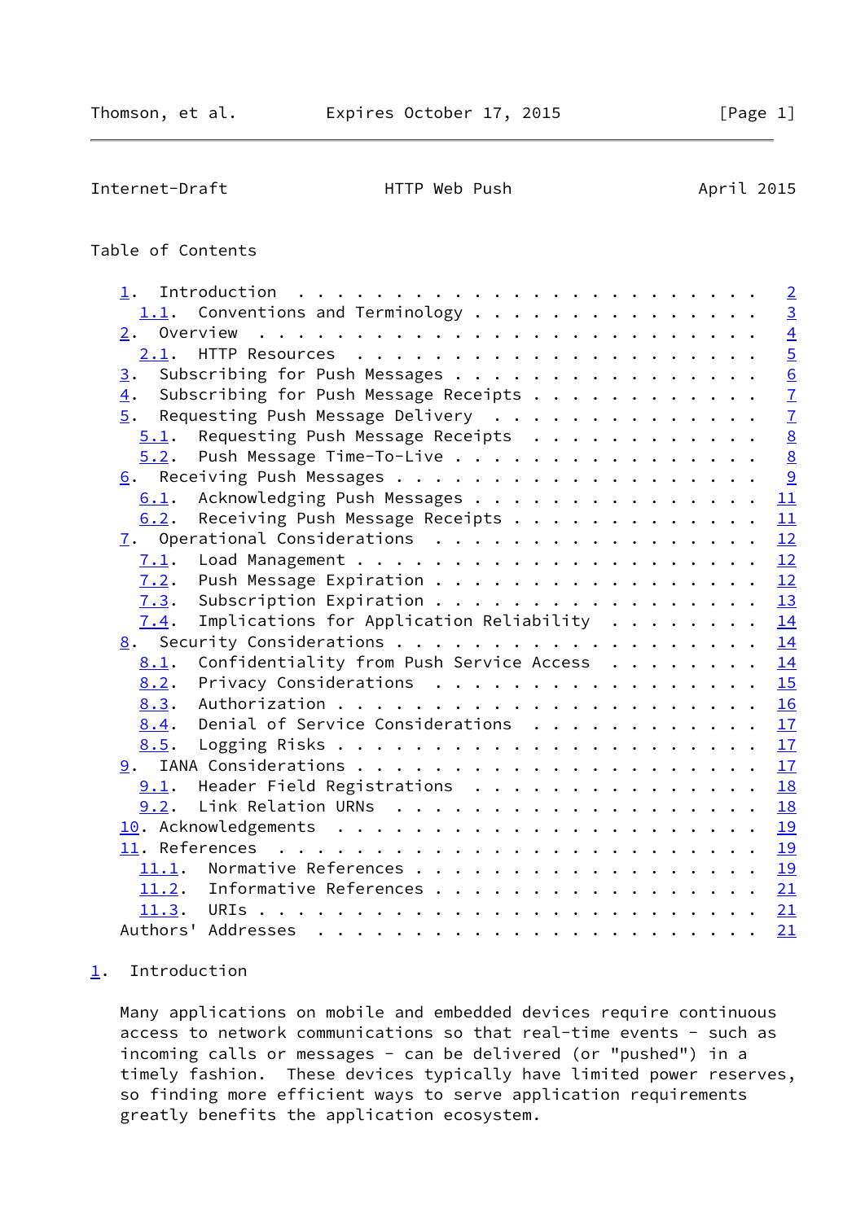## Table of Contents

- 1. Introduction . . . . . . . . . . . . . . . . . . . . . . . . 2
  - 1.1. Conventions and Terminology . . . . . . . . . . . . . . . 3
- 2. Overview . . . . . . . . . . . . . . . . . . . . . . . . . . 4
  - 2.1. HTTP Resources . . . . . . . . . . . . . . . . . . . . . 5
- 3. Subscribing for Push Messages . . . . . . . . . . . . . . . . 6
- 4. Subscribing for Push Message Receipts . . . . . . . . . . . . 7
- 5. Requesting Push Message Delivery . . . . . . . . . . . . . . . 7
  - 5.1. Requesting Push Message Receipts . . . . . . . . . . . . 8
  - 5.2. Push Message Time-To-Live . . . . . . . . . . . . . . . . 8
- 6. Receiving Push Messages . . . . . . . . . . . . . . . . . . . 9
  - 6.1. Acknowledging Push Messages . . . . . . . . . . . . . . . 11
  - 6.2. Receiving Push Message Receipts . . . . . . . . . . . . . 11
- 7. Operational Considerations . . . . . . . . . . . . . . . . . 12
  - 7.1. Load Management . . . . . . . . . . . . . . . . . . . . . 12
  - 7.2. Push Message Expiration . . . . . . . . . . . . . . . . . 12
  - 7.3. Subscription Expiration . . . . . . . . . . . . . . . . . 13
  - 7.4. Implications for Application Reliability . . . . . . . . 14
- 8. Security Considerations . . . . . . . . . . . . . . . . . . . 14
  - 8.1. Confidentiality from Push Service Access . . . . . . . . 14
  - 8.2. Privacy Considerations . . . . . . . . . . . . . . . . . 15
  - 8.3. Authorization . . . . . . . . . . . . . . . . . . . . . . 16
  - 8.4. Denial of Service Considerations . . . . . . . . . . . . 17
  - 8.5. Logging Risks . . . . . . . . . . . . . . . . . . . . . . 17
- 9. IANA Considerations . . . . . . . . . . . . . . . . . . . . . 17
  - 9.1. Header Field Registrations . . . . . . . . . . . . . . . 18
  - 9.2. Link Relation URNs . . . . . . . . . . . . . . . . . . . 18
- 10. Acknowledgements . . . . . . . . . . . . . . . . . . . . . . 19
- 11. References . . . . . . . . . . . . . . . . . . . . . . . . . 19
  - 11.1. Normative References . . . . . . . . . . . . . . . . . . 19
  - 11.2. Informative References . . . . . . . . . . . . . . . . . 21
  - 11.3. URIs . . . . . . . . . . . . . . . . . . . . . . . . . . 21
- Authors' Addresses . . . . . . . . . . . . . . . . . . . . . . . 21

## 1. Introduction

Many applications on mobile and embedded devices require continuous access to network communications so that real-time events - such as incoming calls or messages - can be delivered (or "pushed") in a timely fashion. These devices typically have limited power reserves, so finding more efficient ways to serve application requirements greatly benefits the application ecosystem.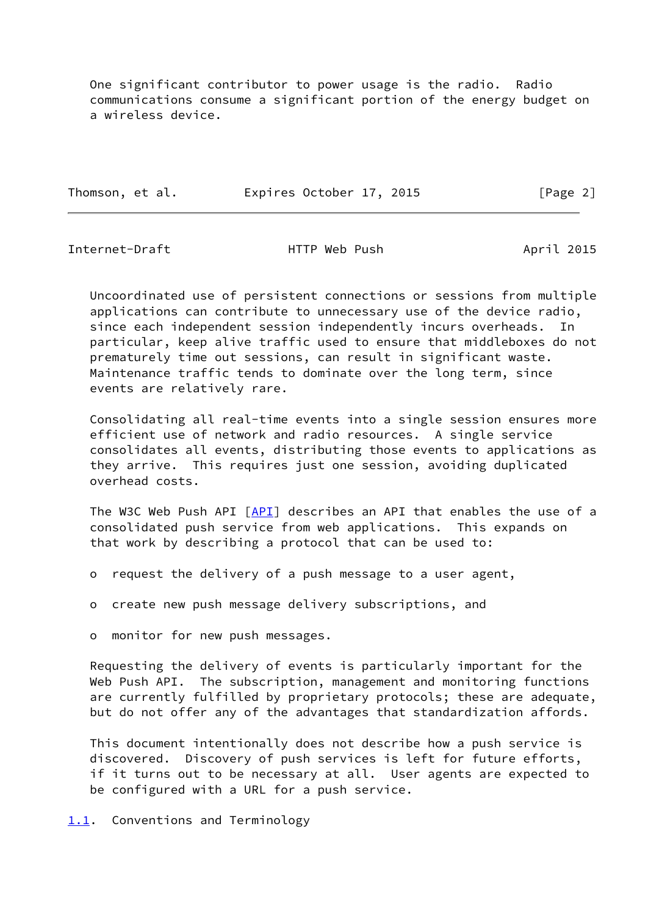One significant contributor to power usage is the radio. Radio communications consume a significant portion of the energy budget on a wireless device.

Uncoordinated use of persistent connections or sessions from multiple applications can contribute to unnecessary use of the device radio, since each independent session independently incurs overheads. In particular, keep alive traffic used to ensure that middleboxes do not prematurely time out sessions, can result in significant waste. Maintenance traffic tends to dominate over the long term, since events are relatively rare.

Consolidating all real-time events into a single session ensures more efficient use of network and radio resources. A single service consolidates all events, distributing those events to applications as they arrive. This requires just one session, avoiding duplicated overhead costs.

The W3C Web Push API [API] describes an API that enables the use of a consolidated push service from web applications. This expands on that work by describing a protocol that can be used to:

- request the delivery of a push message to a user agent,
- create new push message delivery subscriptions, and
- monitor for new push messages.

Requesting the delivery of events is particularly important for the Web Push API. The subscription, management and monitoring functions are currently fulfilled by proprietary protocols; these are adequate, but do not offer any of the advantages that standardization affords.

This document intentionally does not describe how a push service is discovered. Discovery of push services is left for future efforts, if it turns out to be necessary at all. User agents are expected to be configured with a URL for a push service.

### 1.1. Conventions and Terminology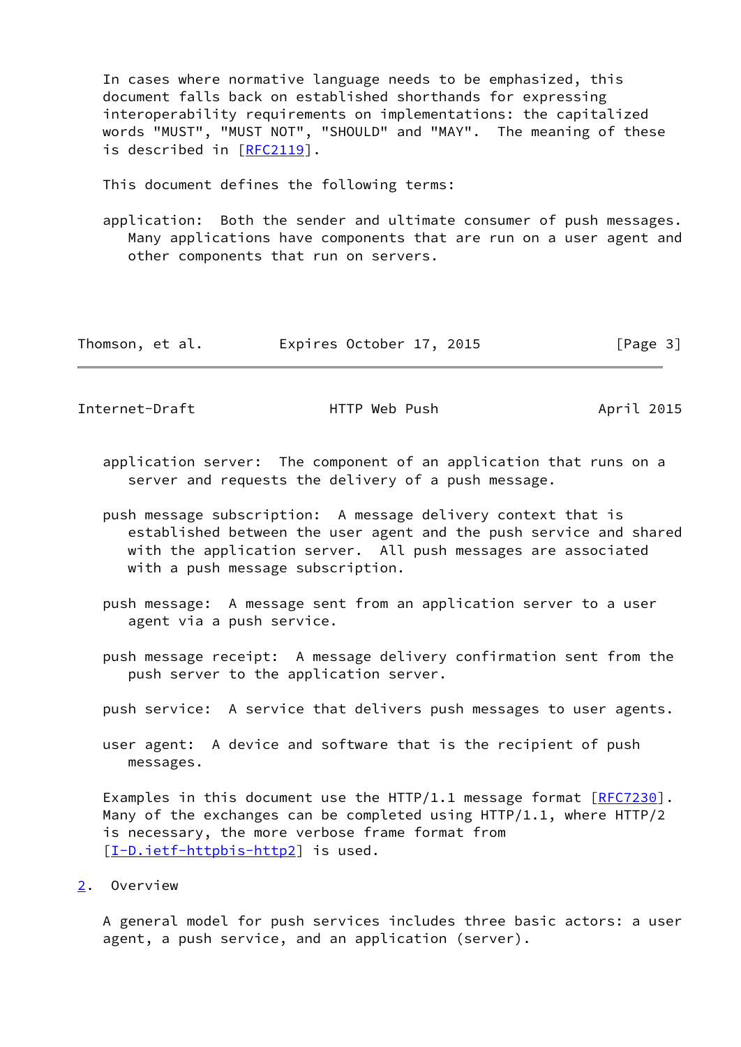In cases where normative language needs to be emphasized, this document falls back on established shorthands for expressing interoperability requirements on implementations: the capitalized words "MUST", "MUST NOT", "SHOULD" and "MAY". The meaning of these is described in [RFC2119].

This document defines the following terms:

application: Both the sender and ultimate consumer of push messages. Many applications have components that are run on a user agent and other components that run on servers.

application server: The component of an application that runs on a server and requests the delivery of a push message.

push message subscription: A message delivery context that is established between the user agent and the push service and shared with the application server. All push messages are associated with a push message subscription.

push message: A message sent from an application server to a user agent via a push service.

push message receipt: A message delivery confirmation sent from the push server to the application server.

push service: A service that delivers push messages to user agents.

user agent: A device and software that is the recipient of push messages.

Examples in this document use the HTTP/1.1 message format [RFC7230]. Many of the exchanges can be completed using HTTP/1.1, where HTTP/2 is necessary, the more verbose frame format from [I-D.ietf-httpbis-http2] is used.

## 2. Overview

A general model for push services includes three basic actors: a user agent, a push service, and an application (server).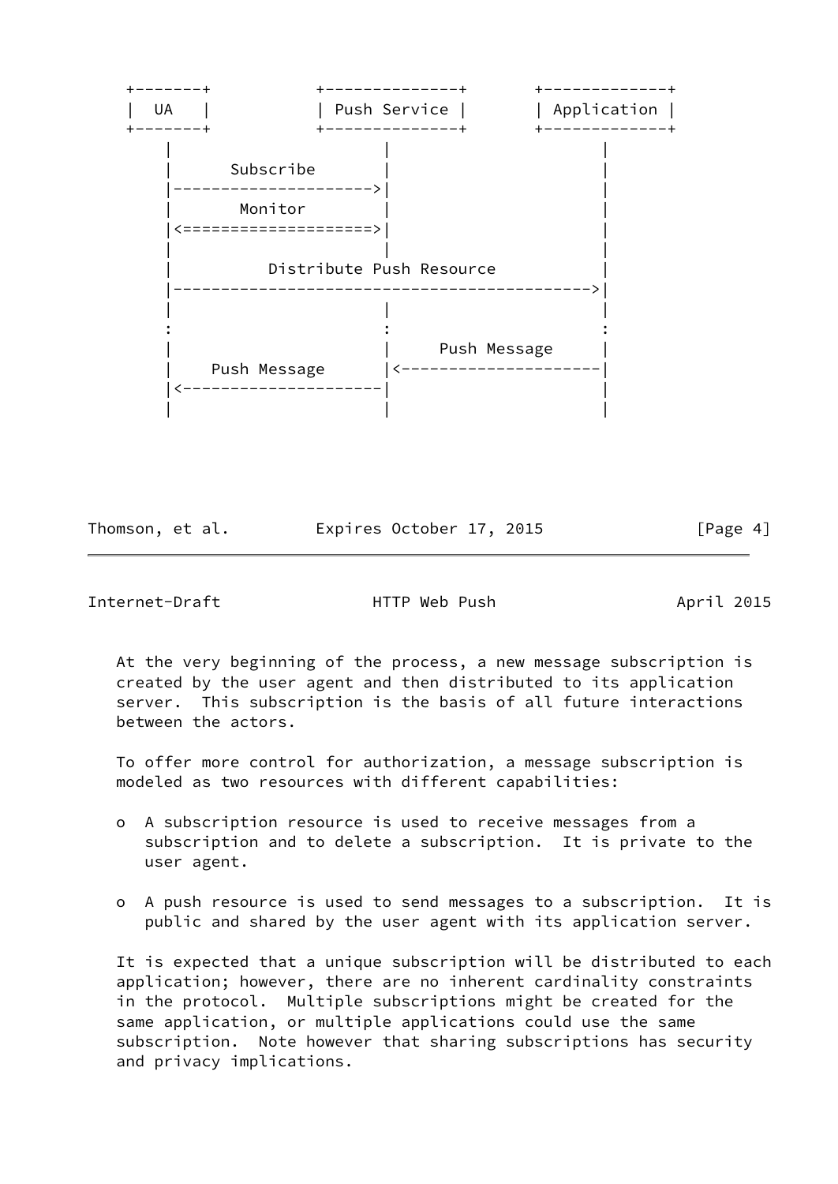```
    +-------+           +--------------+       +-------------+
    |  UA   |           | Push Service |       | Application |
    +-------+           +--------------+       +-------------+
        |                      |                      |
        |      Subscribe       |                      |
        |--------------------->|                      |
        |       Monitor        |                      |
        |<====================>|                      |
        |                      |                      |
        |          Distribute Push Resource           |
        |-------------------------------------------->|
        |                      |                      |
        :                      :                      :
        |                      |     Push Message     |
        |    Push Message      |<---------------------|
        |<---------------------|                      |
        |                      |                      |
```

At the very beginning of the process, a new message subscription is created by the user agent and then distributed to its application server. This subscription is the basis of all future interactions between the actors.

To offer more control for authorization, a message subscription is modeled as two resources with different capabilities:

- A subscription resource is used to receive messages from a subscription and to delete a subscription. It is private to the user agent.
- A push resource is used to send messages to a subscription. It is public and shared by the user agent with its application server.

It is expected that a unique subscription will be distributed to each application; however, there are no inherent cardinality constraints in the protocol. Multiple subscriptions might be created for the same application, or multiple applications could use the same subscription. Note however that sharing subscriptions has security and privacy implications.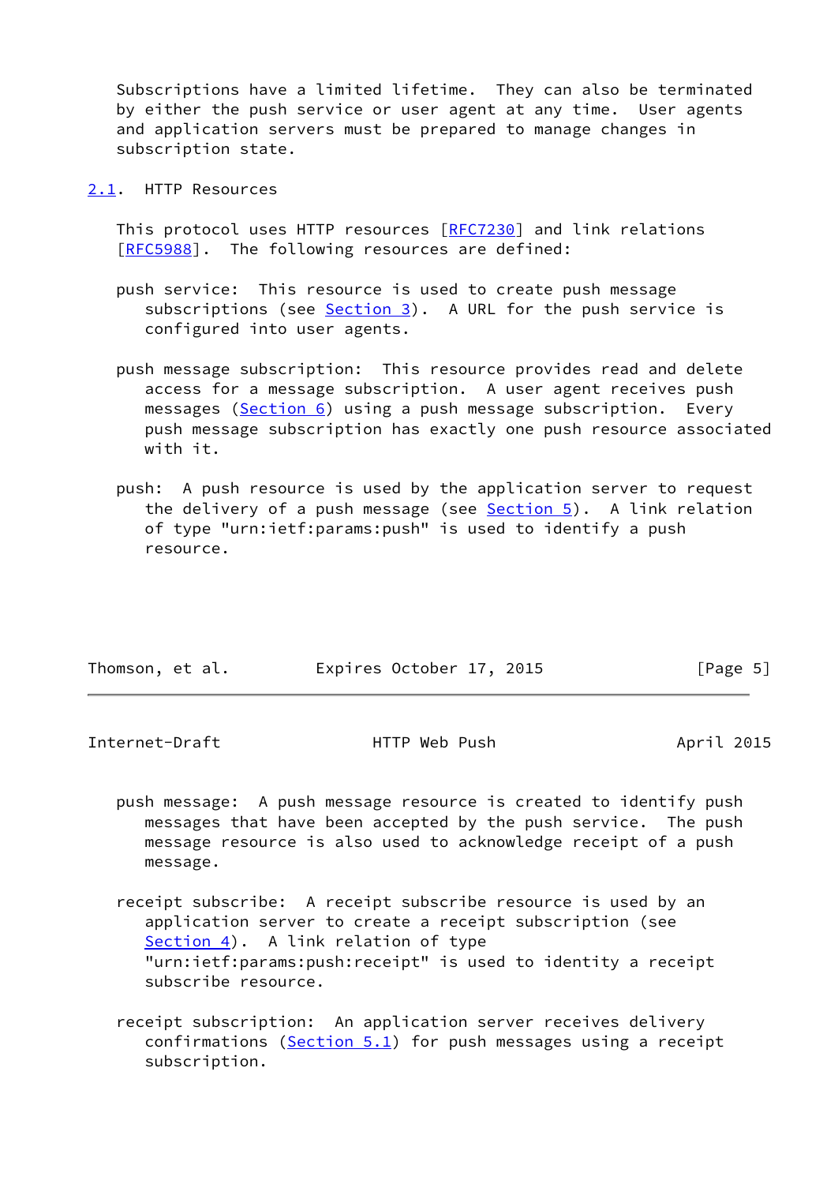Subscriptions have a limited lifetime. They can also be terminated by either the push service or user agent at any time. User agents and application servers must be prepared to manage changes in subscription state.

## 2.1. HTTP Resources

This protocol uses HTTP resources [RFC7230] and link relations [RFC5988]. The following resources are defined:

push service: This resource is used to create push message subscriptions (see Section 3). A URL for the push service is configured into user agents.

push message subscription: This resource provides read and delete access for a message subscription. A user agent receives push messages (Section 6) using a push message subscription. Every push message subscription has exactly one push resource associated with it.

push: A push resource is used by the application server to request the delivery of a push message (see Section 5). A link relation of type "urn:ietf:params:push" is used to identify a push resource.

push message: A push message resource is created to identify push messages that have been accepted by the push service. The push message resource is also used to acknowledge receipt of a push message.

receipt subscribe: A receipt subscribe resource is used by an application server to create a receipt subscription (see Section 4). A link relation of type "urn:ietf:params:push:receipt" is used to identity a receipt subscribe resource.

receipt subscription: An application server receives delivery confirmations (Section 5.1) for push messages using a receipt subscription.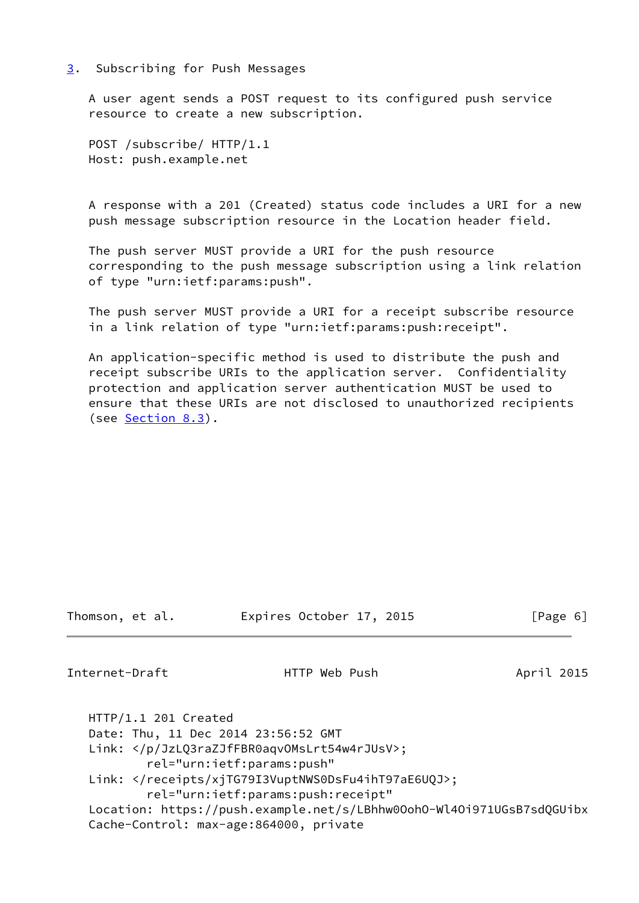## 3. Subscribing for Push Messages

A user agent sends a POST request to its configured push service resource to create a new subscription.

```
POST /subscribe/ HTTP/1.1
Host: push.example.net
```

A response with a 201 (Created) status code includes a URI for a new push message subscription resource in the Location header field.

The push server MUST provide a URI for the push resource corresponding to the push message subscription using a link relation of type "urn:ietf:params:push".

The push server MUST provide a URI for a receipt subscribe resource in a link relation of type "urn:ietf:params:push:receipt".

An application-specific method is used to distribute the push and receipt subscribe URIs to the application server. Confidentiality protection and application server authentication MUST be used to ensure that these URIs are not disclosed to unauthorized recipients (see Section 8.3).

```
HTTP/1.1 201 Created
Date: Thu, 11 Dec 2014 23:56:52 GMT
Link: </p/JzLQ3raZJfFBR0aqvOMsLrt54w4rJUsV>;
        rel="urn:ietf:params:push"
Link: </receipts/xjTG79I3VuptNWS0DsFu4ihT97aE6UQJ>;
        rel="urn:ietf:params:push:receipt"
Location: https://push.example.net/s/LBhhw0OohO-Wl4Oi971UGsB7sdQGUibx
Cache-Control: max-age:864000, private
```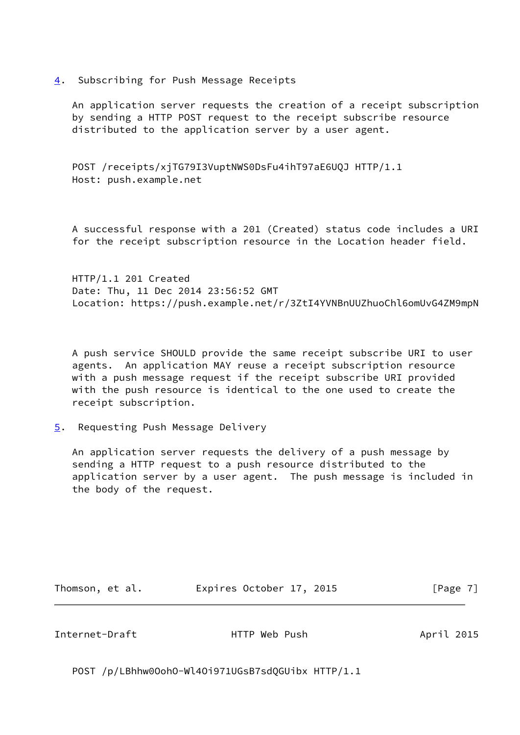## 4. Subscribing for Push Message Receipts

An application server requests the creation of a receipt subscription by sending a HTTP POST request to the receipt subscribe resource distributed to the application server by a user agent.

```
POST /receipts/xjTG79I3VuptNWS0DsFu4ihT97aE6UQJ HTTP/1.1
Host: push.example.net
```

A successful response with a 201 (Created) status code includes a URI for the receipt subscription resource in the Location header field.

```
HTTP/1.1 201 Created
Date: Thu, 11 Dec 2014 23:56:52 GMT
Location: https://push.example.net/r/3ZtI4YVNBnUUZhuoChl6omUvG4ZM9mpN
```

A push service SHOULD provide the same receipt subscribe URI to user agents. An application MAY reuse a receipt subscription resource with a push message request if the receipt subscribe URI provided with the push resource is identical to the one used to create the receipt subscription.

## 5. Requesting Push Message Delivery

An application server requests the delivery of a push message by sending a HTTP request to a push resource distributed to the application server by a user agent. The push message is included in the body of the request.

```
POST /p/LBhhw0OohO-Wl4Oi971UGsB7sdQGUibx HTTP/1.1
```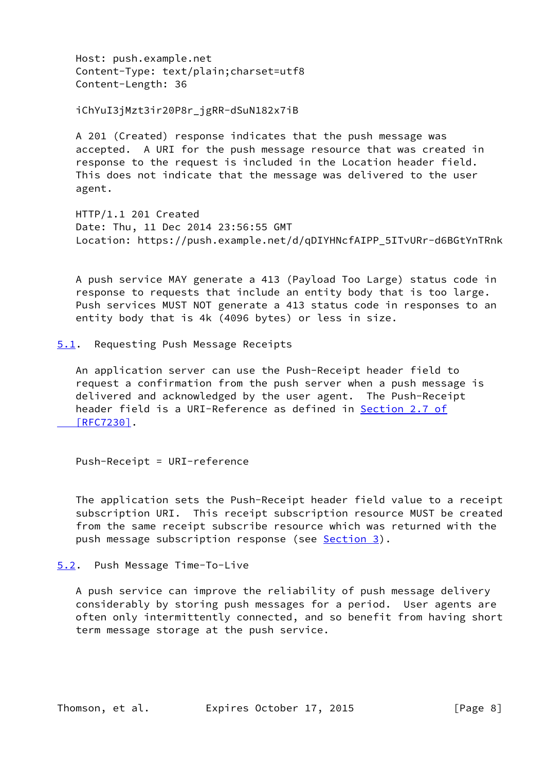```
Host: push.example.net
Content-Type: text/plain;charset=utf8
Content-Length: 36

iChYuI3jMzt3ir20P8r_jgRR-dSuN182x7iB
```

A 201 (Created) response indicates that the push message was accepted. A URI for the push message resource that was created in response to the request is included in the Location header field. This does not indicate that the message was delivered to the user agent.

```
HTTP/1.1 201 Created
Date: Thu, 11 Dec 2014 23:56:55 GMT
Location: https://push.example.net/d/qDIYHNcfAIPP_5ITvURr-d6BGtYnTRnk
```

A push service MAY generate a 413 (Payload Too Large) status code in response to requests that include an entity body that is too large. Push services MUST NOT generate a 413 status code in responses to an entity body that is 4k (4096 bytes) or less in size.

## 5.1. Requesting Push Message Receipts

An application server can use the Push-Receipt header field to request a confirmation from the push server when a push message is delivered and acknowledged by the user agent. The Push-Receipt header field is a URI-Reference as defined in Section 2.7 of [RFC7230].

```
Push-Receipt = URI-reference
```

The application sets the Push-Receipt header field value to a receipt subscription URI. This receipt subscription resource MUST be created from the same receipt subscribe resource which was returned with the push message subscription response (see Section 3).

## 5.2. Push Message Time-To-Live

A push service can improve the reliability of push message delivery considerably by storing push messages for a period. User agents are often only intermittently connected, and so benefit from having short term message storage at the push service.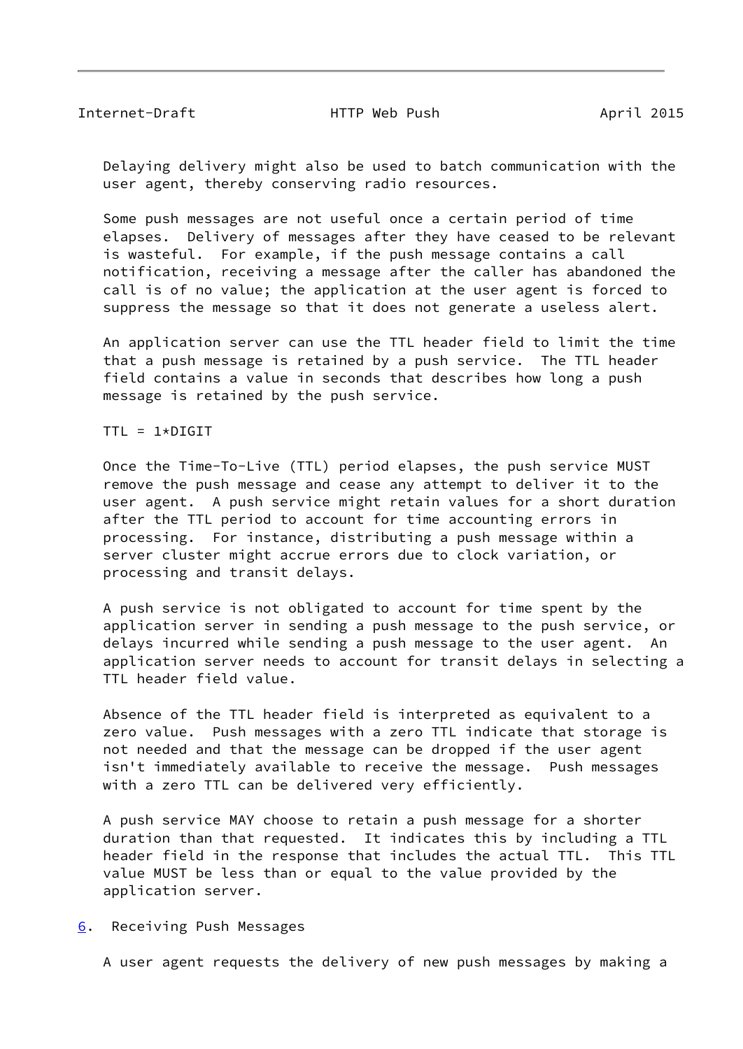Delaying delivery might also be used to batch communication with the user agent, thereby conserving radio resources.

Some push messages are not useful once a certain period of time elapses. Delivery of messages after they have ceased to be relevant is wasteful. For example, if the push message contains a call notification, receiving a message after the caller has abandoned the call is of no value; the application at the user agent is forced to suppress the message so that it does not generate a useless alert.

An application server can use the TTL header field to limit the time that a push message is retained by a push service. The TTL header field contains a value in seconds that describes how long a push message is retained by the push service.

```
TTL = 1*DIGIT
```

Once the Time-To-Live (TTL) period elapses, the push service MUST remove the push message and cease any attempt to deliver it to the user agent. A push service might retain values for a short duration after the TTL period to account for time accounting errors in processing. For instance, distributing a push message within a server cluster might accrue errors due to clock variation, or processing and transit delays.

A push service is not obligated to account for time spent by the application server in sending a push message to the push service, or delays incurred while sending a push message to the user agent. An application server needs to account for transit delays in selecting a TTL header field value.

Absence of the TTL header field is interpreted as equivalent to a zero value. Push messages with a zero TTL indicate that storage is not needed and that the message can be dropped if the user agent isn't immediately available to receive the message. Push messages with a zero TTL can be delivered very efficiently.

A push service MAY choose to retain a push message for a shorter duration than that requested. It indicates this by including a TTL header field in the response that includes the actual TTL. This TTL value MUST be less than or equal to the value provided by the application server.

## 6. Receiving Push Messages

A user agent requests the delivery of new push messages by making a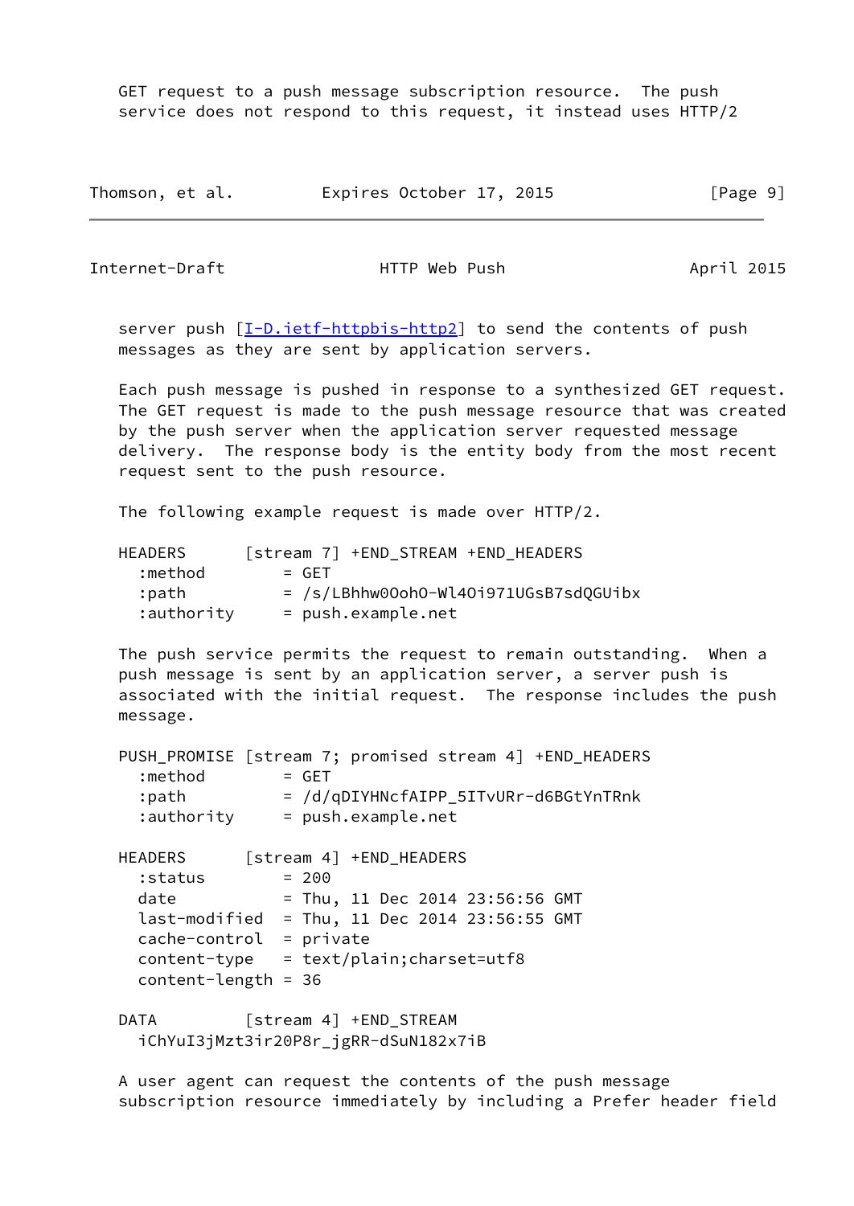GET request to a push message subscription resource. The push service does not respond to this request, it instead uses HTTP/2 server push [I-D.ietf-httpbis-http2] to send the contents of push messages as they are sent by application servers.

Each push message is pushed in response to a synthesized GET request. The GET request is made to the push message resource that was created by the push server when the application server requested message delivery. The response body is the entity body from the most recent request sent to the push resource.

The following example request is made over HTTP/2.

```
HEADERS      [stream 7] +END_STREAM +END_HEADERS
  :method        = GET
  :path          = /s/LBhhw0OohO-Wl4Oi971UGsB7sdQGUibx
  :authority     = push.example.net
```

The push service permits the request to remain outstanding. When a push message is sent by an application server, a server push is associated with the initial request. The response includes the push message.

```
PUSH_PROMISE [stream 7; promised stream 4] +END_HEADERS
  :method        = GET
  :path          = /d/qDIYHNcfAIPP_5ITvURr-d6BGtYnTRnk
  :authority     = push.example.net

HEADERS      [stream 4] +END_HEADERS
  :status        = 200
  date           = Thu, 11 Dec 2014 23:56:56 GMT
  last-modified  = Thu, 11 Dec 2014 23:56:55 GMT
  cache-control  = private
  content-type   = text/plain;charset=utf8
  content-length = 36

DATA         [stream 4] +END_STREAM
  iChYuI3jMzt3ir20P8r_jgRR-dSuN182x7iB
```

A user agent can request the contents of the push message subscription resource immediately by including a Prefer header field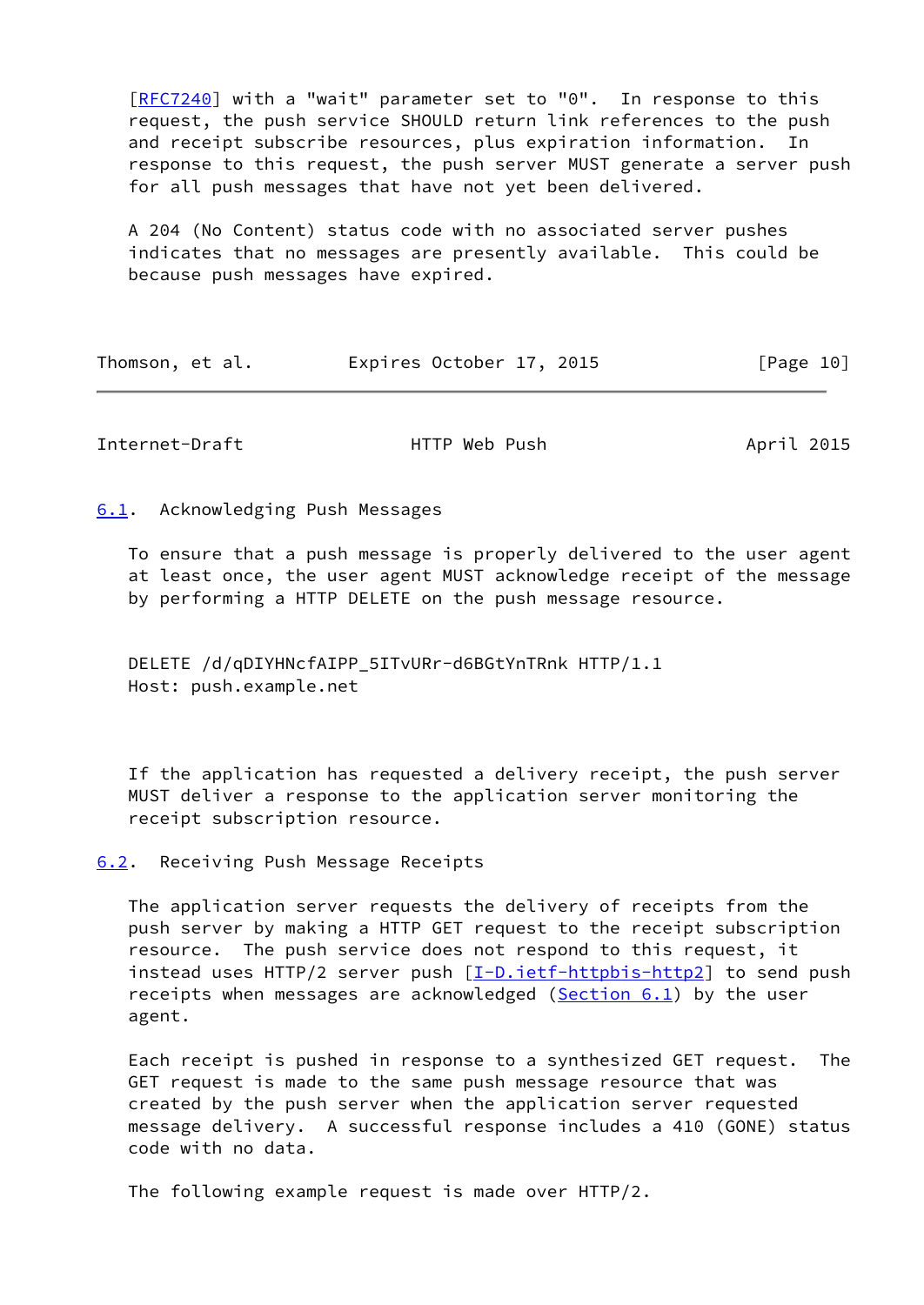[RFC7240] with a "wait" parameter set to "0". In response to this request, the push service SHOULD return link references to the push and receipt subscribe resources, plus expiration information. In response to this request, the push server MUST generate a server push for all push messages that have not yet been delivered.

A 204 (No Content) status code with no associated server pushes indicates that no messages are presently available. This could be because push messages have expired.

### 6.1. Acknowledging Push Messages

To ensure that a push message is properly delivered to the user agent at least once, the user agent MUST acknowledge receipt of the message by performing a HTTP DELETE on the push message resource.

```
DELETE /d/qDIYHNcfAIPP_5ITvURr-d6BGtYnTRnk HTTP/1.1
Host: push.example.net
```

If the application has requested a delivery receipt, the push server MUST deliver a response to the application server monitoring the receipt subscription resource.

### 6.2. Receiving Push Message Receipts

The application server requests the delivery of receipts from the push server by making a HTTP GET request to the receipt subscription resource. The push service does not respond to this request, it instead uses HTTP/2 server push [I-D.ietf-httpbis-http2] to send push receipts when messages are acknowledged (Section 6.1) by the user agent.

Each receipt is pushed in response to a synthesized GET request. The GET request is made to the same push message resource that was created by the push server when the application server requested message delivery. A successful response includes a 410 (GONE) status code with no data.

The following example request is made over HTTP/2.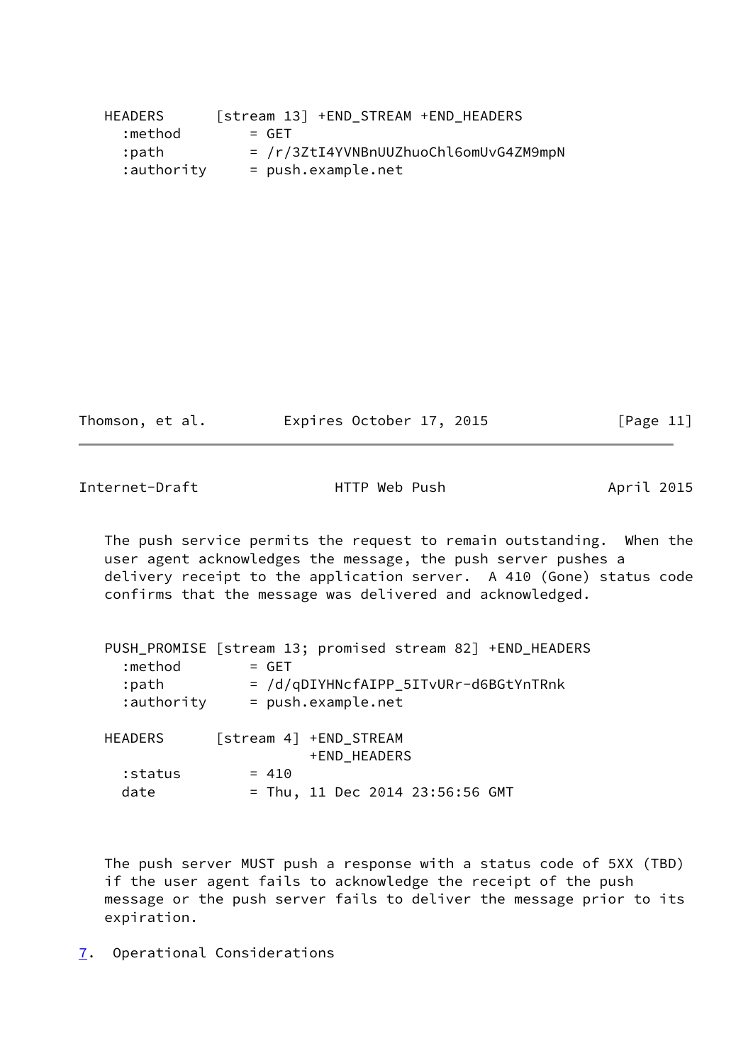```
   HEADERS      [stream 13] +END_STREAM +END_HEADERS
     :method        = GET
     :path          = /r/3ZtI4YVNBnUUZhuoChl6omUvG4ZM9mpN
     :authority     = push.example.net
```

The push service permits the request to remain outstanding. When the user agent acknowledges the message, the push server pushes a delivery receipt to the application server. A 410 (Gone) status code confirms that the message was delivered and acknowledged.

```
   PUSH_PROMISE [stream 13; promised stream 82] +END_HEADERS
     :method        = GET
     :path          = /d/qDIYHNcfAIPP_5ITvURr-d6BGtYnTRnk
     :authority     = push.example.net

   HEADERS      [stream 4] +END_STREAM
                           +END_HEADERS
     :status        = 410
     date           = Thu, 11 Dec 2014 23:56:56 GMT
```

The push server MUST push a response with a status code of 5XX (TBD) if the user agent fails to acknowledge the receipt of the push message or the push server fails to deliver the message prior to its expiration.

## 7. Operational Considerations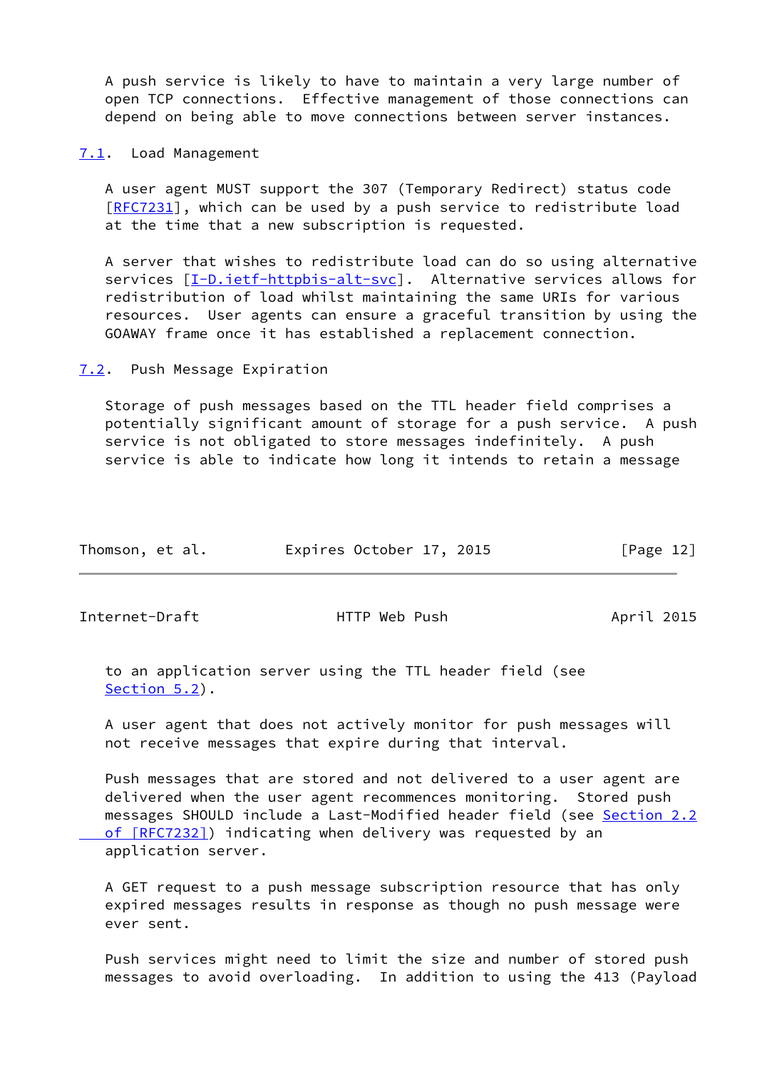A push service is likely to have to maintain a very large number of open TCP connections. Effective management of those connections can depend on being able to move connections between server instances.

### 7.1. Load Management

A user agent MUST support the 307 (Temporary Redirect) status code [RFC7231], which can be used by a push service to redistribute load at the time that a new subscription is requested.

A server that wishes to redistribute load can do so using alternative services [I-D.ietf-httpbis-alt-svc]. Alternative services allows for redistribution of load whilst maintaining the same URIs for various resources. User agents can ensure a graceful transition by using the GOAWAY frame once it has established a replacement connection.

### 7.2. Push Message Expiration

Storage of push messages based on the TTL header field comprises a potentially significant amount of storage for a push service. A push service is not obligated to store messages indefinitely. A push service is able to indicate how long it intends to retain a message to an application server using the TTL header field (see Section 5.2).

A user agent that does not actively monitor for push messages will not receive messages that expire during that interval.

Push messages that are stored and not delivered to a user agent are delivered when the user agent recommences monitoring. Stored push messages SHOULD include a Last-Modified header field (see Section 2.2 of [RFC7232]) indicating when delivery was requested by an application server.

A GET request to a push message subscription resource that has only expired messages results in response as though no push message were ever sent.

Push services might need to limit the size and number of stored push messages to avoid overloading. In addition to using the 413 (Payload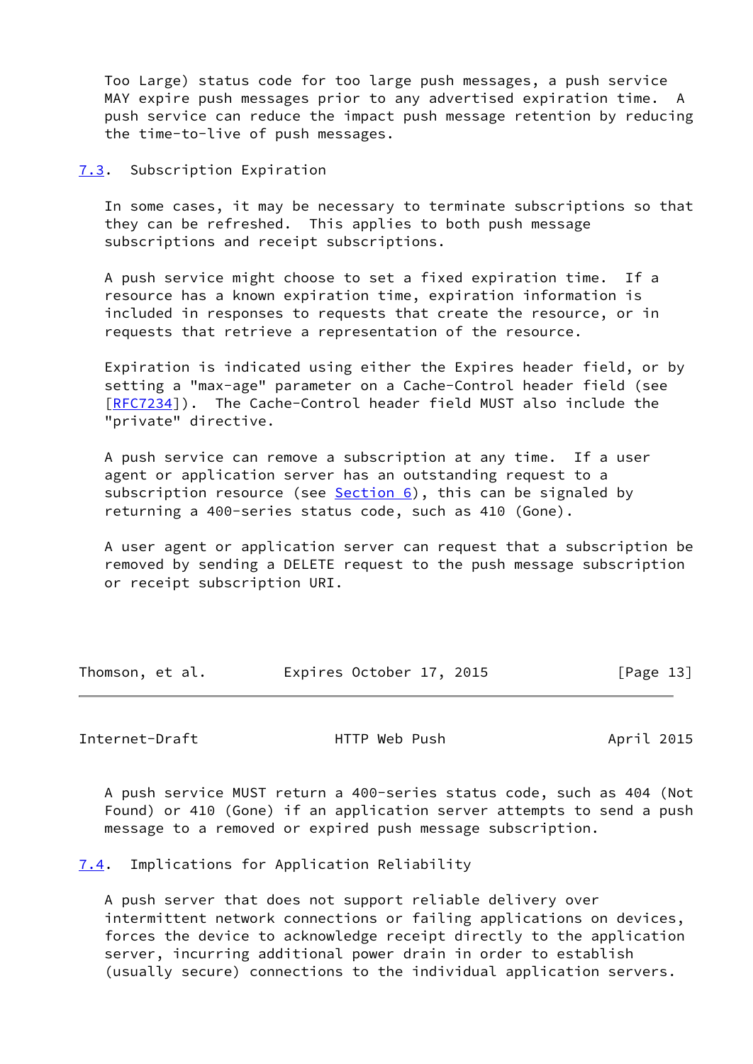Too Large) status code for too large push messages, a push service MAY expire push messages prior to any advertised expiration time. A push service can reduce the impact push message retention by reducing the time-to-live of push messages.

### 7.3. Subscription Expiration

In some cases, it may be necessary to terminate subscriptions so that they can be refreshed. This applies to both push message subscriptions and receipt subscriptions.

A push service might choose to set a fixed expiration time. If a resource has a known expiration time, expiration information is included in responses to requests that create the resource, or in requests that retrieve a representation of the resource.

Expiration is indicated using either the Expires header field, or by setting a "max-age" parameter on a Cache-Control header field (see [RFC7234]). The Cache-Control header field MUST also include the "private" directive.

A push service can remove a subscription at any time. If a user agent or application server has an outstanding request to a subscription resource (see Section 6), this can be signaled by returning a 400-series status code, such as 410 (Gone).

A user agent or application server can request that a subscription be removed by sending a DELETE request to the push message subscription or receipt subscription URI.

A push service MUST return a 400-series status code, such as 404 (Not Found) or 410 (Gone) if an application server attempts to send a push message to a removed or expired push message subscription.

### 7.4. Implications for Application Reliability

A push server that does not support reliable delivery over intermittent network connections or failing applications on devices, forces the device to acknowledge receipt directly to the application server, incurring additional power drain in order to establish (usually secure) connections to the individual application servers.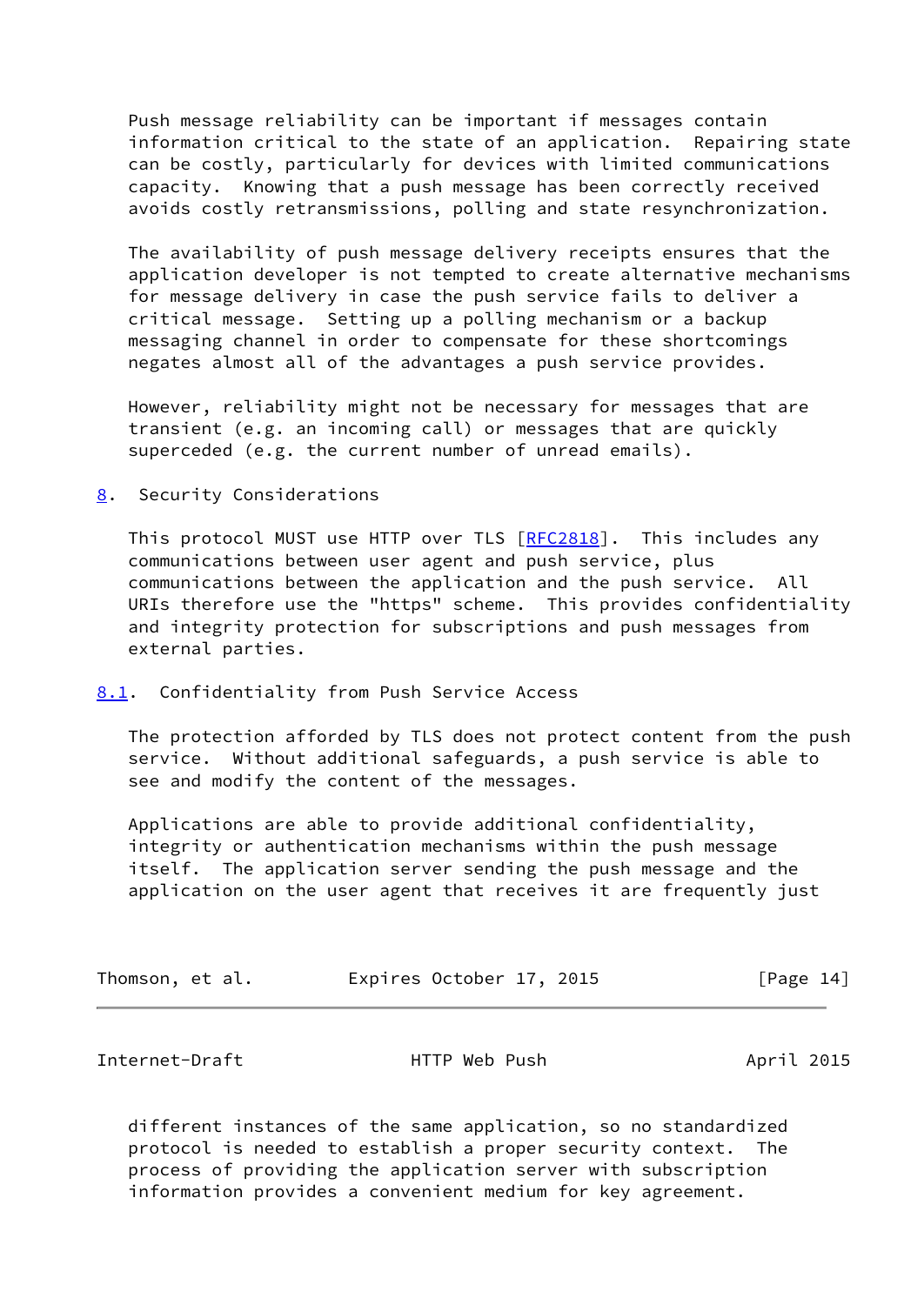Push message reliability can be important if messages contain information critical to the state of an application. Repairing state can be costly, particularly for devices with limited communications capacity. Knowing that a push message has been correctly received avoids costly retransmissions, polling and state resynchronization.

The availability of push message delivery receipts ensures that the application developer is not tempted to create alternative mechanisms for message delivery in case the push service fails to deliver a critical message. Setting up a polling mechanism or a backup messaging channel in order to compensate for these shortcomings negates almost all of the advantages a push service provides.

However, reliability might not be necessary for messages that are transient (e.g. an incoming call) or messages that are quickly superceded (e.g. the current number of unread emails).

## 8. Security Considerations

This protocol MUST use HTTP over TLS [RFC2818]. This includes any communications between user agent and push service, plus communications between the application and the push service. All URIs therefore use the "https" scheme. This provides confidentiality and integrity protection for subscriptions and push messages from external parties.

### 8.1. Confidentiality from Push Service Access

The protection afforded by TLS does not protect content from the push service. Without additional safeguards, a push service is able to see and modify the content of the messages.

Applications are able to provide additional confidentiality, integrity or authentication mechanisms within the push message itself. The application server sending the push message and the application on the user agent that receives it are frequently just different instances of the same application, so no standardized protocol is needed to establish a proper security context. The process of providing the application server with subscription information provides a convenient medium for key agreement.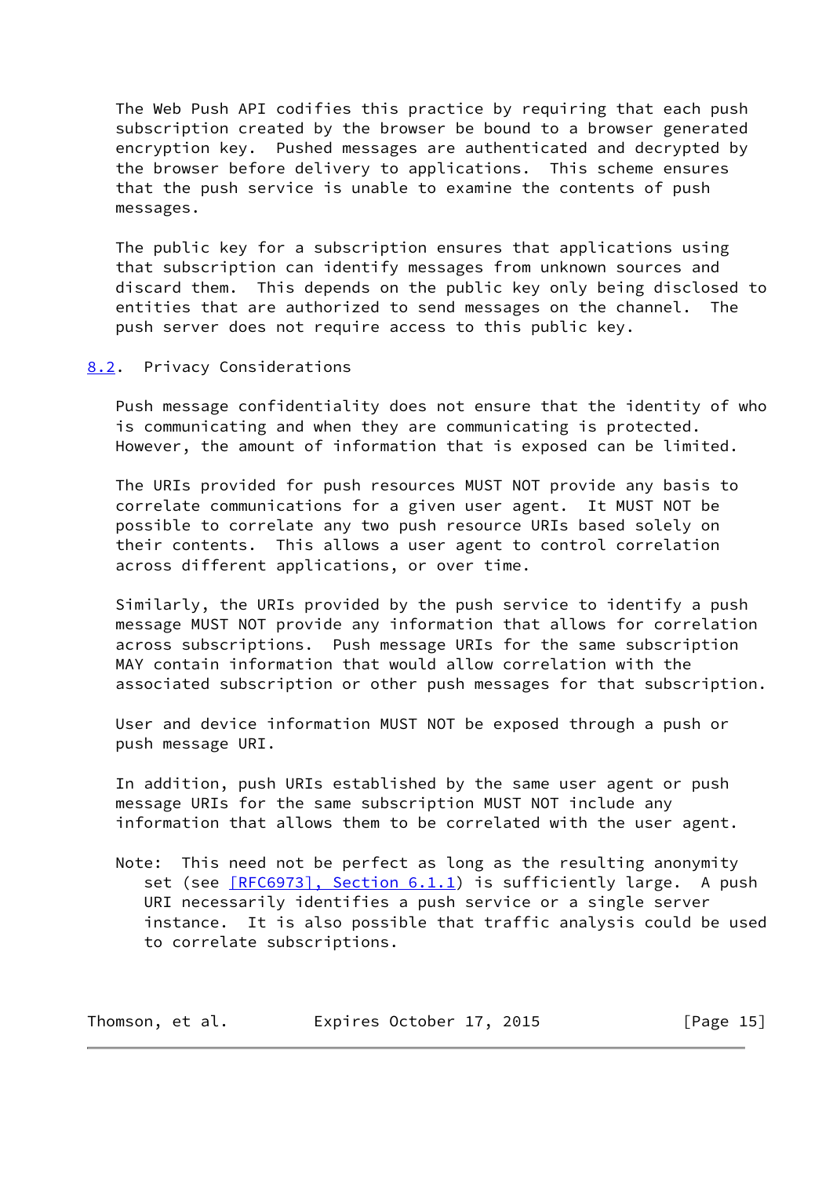The Web Push API codifies this practice by requiring that each push subscription created by the browser be bound to a browser generated encryption key. Pushed messages are authenticated and decrypted by the browser before delivery to applications. This scheme ensures that the push service is unable to examine the contents of push messages.

The public key for a subscription ensures that applications using that subscription can identify messages from unknown sources and discard them. This depends on the public key only being disclosed to entities that are authorized to send messages on the channel. The push server does not require access to this public key.

## 8.2. Privacy Considerations

Push message confidentiality does not ensure that the identity of who is communicating and when they are communicating is protected. However, the amount of information that is exposed can be limited.

The URIs provided for push resources MUST NOT provide any basis to correlate communications for a given user agent. It MUST NOT be possible to correlate any two push resource URIs based solely on their contents. This allows a user agent to control correlation across different applications, or over time.

Similarly, the URIs provided by the push service to identify a push message MUST NOT provide any information that allows for correlation across subscriptions. Push message URIs for the same subscription MAY contain information that would allow correlation with the associated subscription or other push messages for that subscription.

User and device information MUST NOT be exposed through a push or push message URI.

In addition, push URIs established by the same user agent or push message URIs for the same subscription MUST NOT include any information that allows them to be correlated with the user agent.

Note: This need not be perfect as long as the resulting anonymity set (see [RFC6973], Section 6.1.1) is sufficiently large. A push URI necessarily identifies a push service or a single server instance. It is also possible that traffic analysis could be used to correlate subscriptions.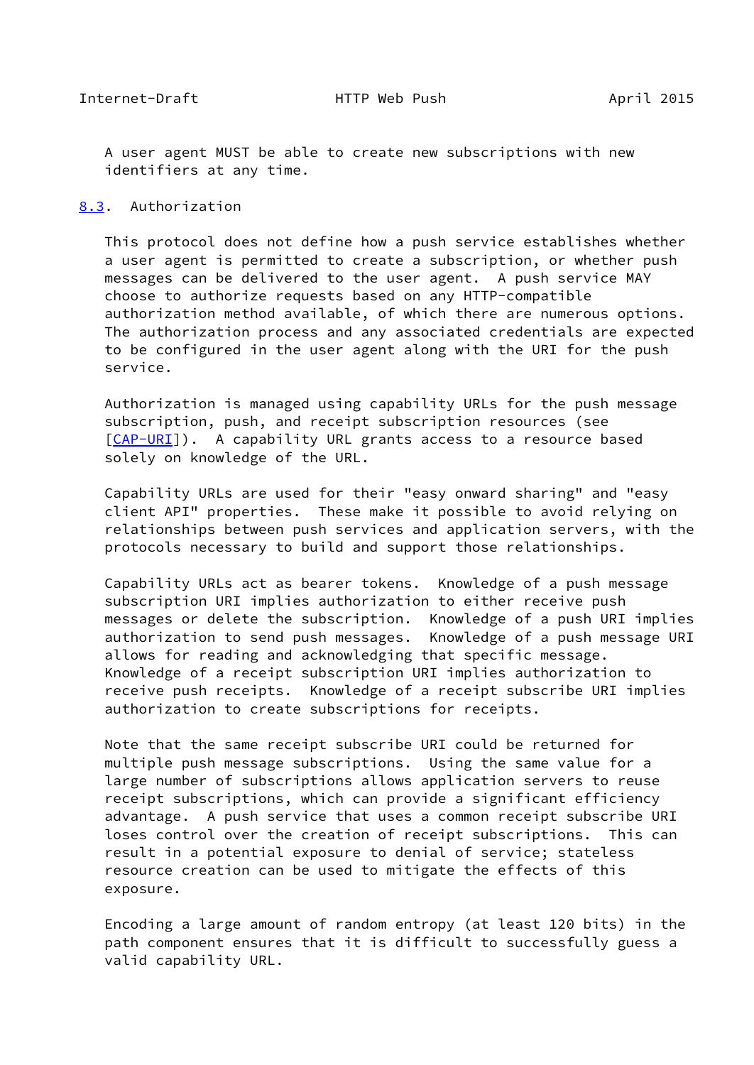A user agent MUST be able to create new subscriptions with new identifiers at any time.

### 8.3. Authorization

This protocol does not define how a push service establishes whether a user agent is permitted to create a subscription, or whether push messages can be delivered to the user agent. A push service MAY choose to authorize requests based on any HTTP-compatible authorization method available, of which there are numerous options. The authorization process and any associated credentials are expected to be configured in the user agent along with the URI for the push service.

Authorization is managed using capability URLs for the push message subscription, push, and receipt subscription resources (see [CAP-URI]). A capability URL grants access to a resource based solely on knowledge of the URL.

Capability URLs are used for their "easy onward sharing" and "easy client API" properties. These make it possible to avoid relying on relationships between push services and application servers, with the protocols necessary to build and support those relationships.

Capability URLs act as bearer tokens. Knowledge of a push message subscription URI implies authorization to either receive push messages or delete the subscription. Knowledge of a push URI implies authorization to send push messages. Knowledge of a push message URI allows for reading and acknowledging that specific message. Knowledge of a receipt subscription URI implies authorization to receive push receipts. Knowledge of a receipt subscribe URI implies authorization to create subscriptions for receipts.

Note that the same receipt subscribe URI could be returned for multiple push message subscriptions. Using the same value for a large number of subscriptions allows application servers to reuse receipt subscriptions, which can provide a significant efficiency advantage. A push service that uses a common receipt subscribe URI loses control over the creation of receipt subscriptions. This can result in a potential exposure to denial of service; stateless resource creation can be used to mitigate the effects of this exposure.

Encoding a large amount of random entropy (at least 120 bits) in the path component ensures that it is difficult to successfully guess a valid capability URL.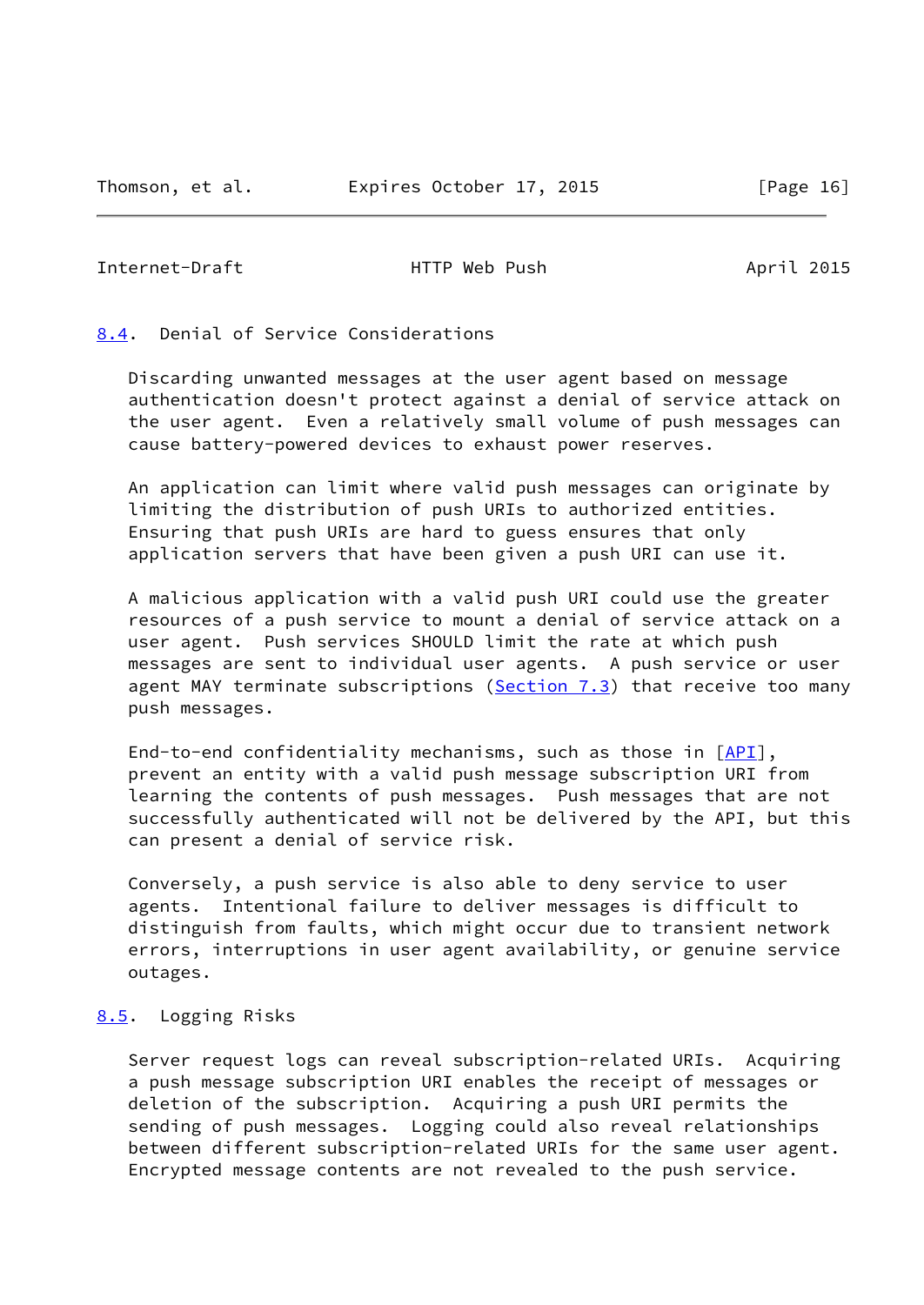### 8.4. Denial of Service Considerations

Discarding unwanted messages at the user agent based on message authentication doesn't protect against a denial of service attack on the user agent. Even a relatively small volume of push messages can cause battery-powered devices to exhaust power reserves.

An application can limit where valid push messages can originate by limiting the distribution of push URIs to authorized entities. Ensuring that push URIs are hard to guess ensures that only application servers that have been given a push URI can use it.

A malicious application with a valid push URI could use the greater resources of a push service to mount a denial of service attack on a user agent. Push services SHOULD limit the rate at which push messages are sent to individual user agents. A push service or user agent MAY terminate subscriptions (Section 7.3) that receive too many push messages.

End-to-end confidentiality mechanisms, such as those in [API], prevent an entity with a valid push message subscription URI from learning the contents of push messages. Push messages that are not successfully authenticated will not be delivered by the API, but this can present a denial of service risk.

Conversely, a push service is also able to deny service to user agents. Intentional failure to deliver messages is difficult to distinguish from faults, which might occur due to transient network errors, interruptions in user agent availability, or genuine service outages.

### 8.5. Logging Risks

Server request logs can reveal subscription-related URIs. Acquiring a push message subscription URI enables the receipt of messages or deletion of the subscription. Acquiring a push URI permits the sending of push messages. Logging could also reveal relationships between different subscription-related URIs for the same user agent. Encrypted message contents are not revealed to the push service.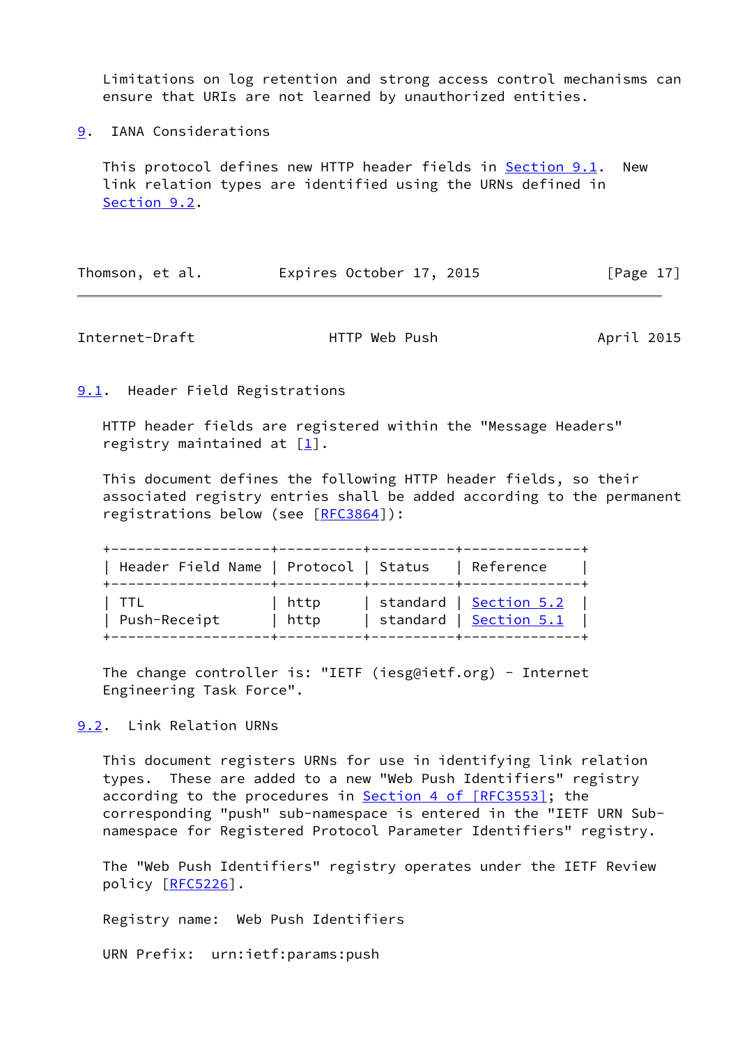Limitations on log retention and strong access control mechanisms can ensure that URIs are not learned by unauthorized entities.

## 9. IANA Considerations

This protocol defines new HTTP header fields in Section 9.1. New link relation types are identified using the URNs defined in Section 9.2.

### 9.1. Header Field Registrations

HTTP header fields are registered within the "Message Headers" registry maintained at [1].

This document defines the following HTTP header fields, so their associated registry entries shall be added according to the permanent registrations below (see [RFC3864]):

| Header Field Name | Protocol | Status | Reference |
| --- | --- | --- | --- |
| TTL | http | standard | Section 5.2 |
| Push-Receipt | http | standard | Section 5.1 |

The change controller is: "IETF (iesg@ietf.org) - Internet Engineering Task Force".

### 9.2. Link Relation URNs

This document registers URNs for use in identifying link relation types. These are added to a new "Web Push Identifiers" registry according to the procedures in Section 4 of [RFC3553]; the corresponding "push" sub-namespace is entered in the "IETF URN Sub-namespace for Registered Protocol Parameter Identifiers" registry.

The "Web Push Identifiers" registry operates under the IETF Review policy [RFC5226].

Registry name: Web Push Identifiers

URN Prefix: urn:ietf:params:push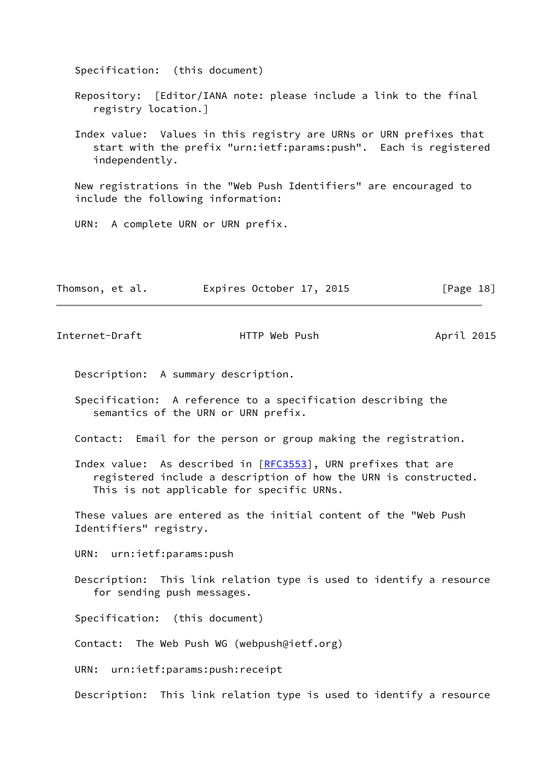Specification: (this document)

Repository: [Editor/IANA note: please include a link to the final registry location.]

Index value: Values in this registry are URNs or URN prefixes that start with the prefix "urn:ietf:params:push". Each is registered independently.

New registrations in the "Web Push Identifiers" are encouraged to include the following information:

URN: A complete URN or URN prefix.

Description: A summary description.

Specification: A reference to a specification describing the semantics of the URN or URN prefix.

Contact: Email for the person or group making the registration.

Index value: As described in [RFC3553], URN prefixes that are registered include a description of how the URN is constructed. This is not applicable for specific URNs.

These values are entered as the initial content of the "Web Push Identifiers" registry.

URN: urn:ietf:params:push

Description: This link relation type is used to identify a resource for sending push messages.

Specification: (this document)

Contact: The Web Push WG (webpush@ietf.org)

URN: urn:ietf:params:push:receipt

Description: This link relation type is used to identify a resource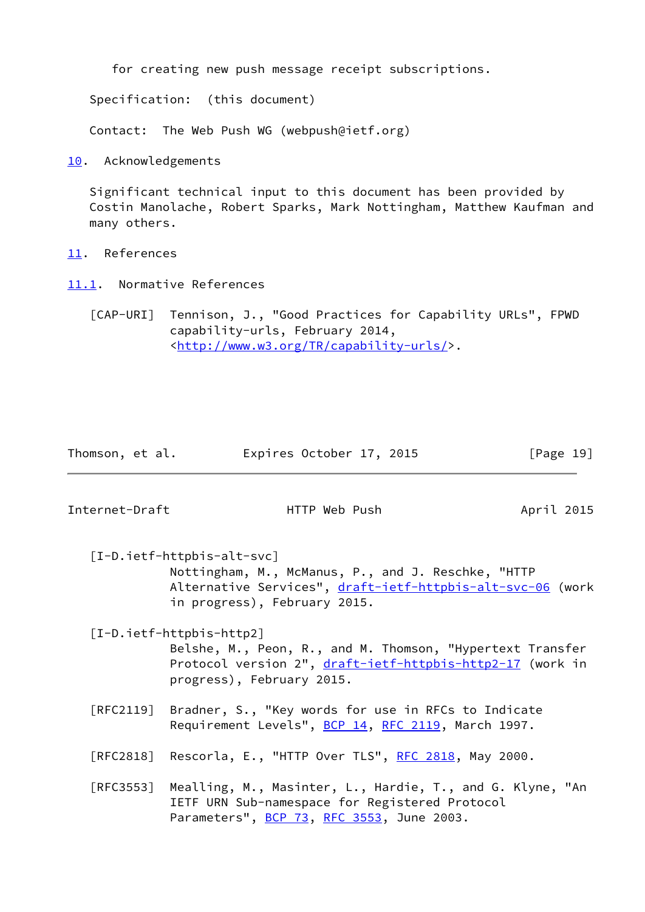for creating new push message receipt subscriptions.

Specification: (this document)

Contact: The Web Push WG (webpush@ietf.org)

## 10. Acknowledgements

Significant technical input to this document has been provided by Costin Manolache, Robert Sparks, Mark Nottingham, Matthew Kaufman and many others.

## 11. References

### 11.1. Normative References

[CAP-URI] Tennison, J., "Good Practices for Capability URLs", FPWD capability-urls, February 2014, <http://www.w3.org/TR/capability-urls/>.

[I-D.ietf-httpbis-alt-svc] Nottingham, M., McManus, P., and J. Reschke, "HTTP Alternative Services", draft-ietf-httpbis-alt-svc-06 (work in progress), February 2015.

[I-D.ietf-httpbis-http2] Belshe, M., Peon, R., and M. Thomson, "Hypertext Transfer Protocol version 2", draft-ietf-httpbis-http2-17 (work in progress), February 2015.

[RFC2119] Bradner, S., "Key words for use in RFCs to Indicate Requirement Levels", BCP 14, RFC 2119, March 1997.

[RFC2818] Rescorla, E., "HTTP Over TLS", RFC 2818, May 2000.

[RFC3553] Mealling, M., Masinter, L., Hardie, T., and G. Klyne, "An IETF URN Sub-namespace for Registered Protocol Parameters", BCP 73, RFC 3553, June 2003.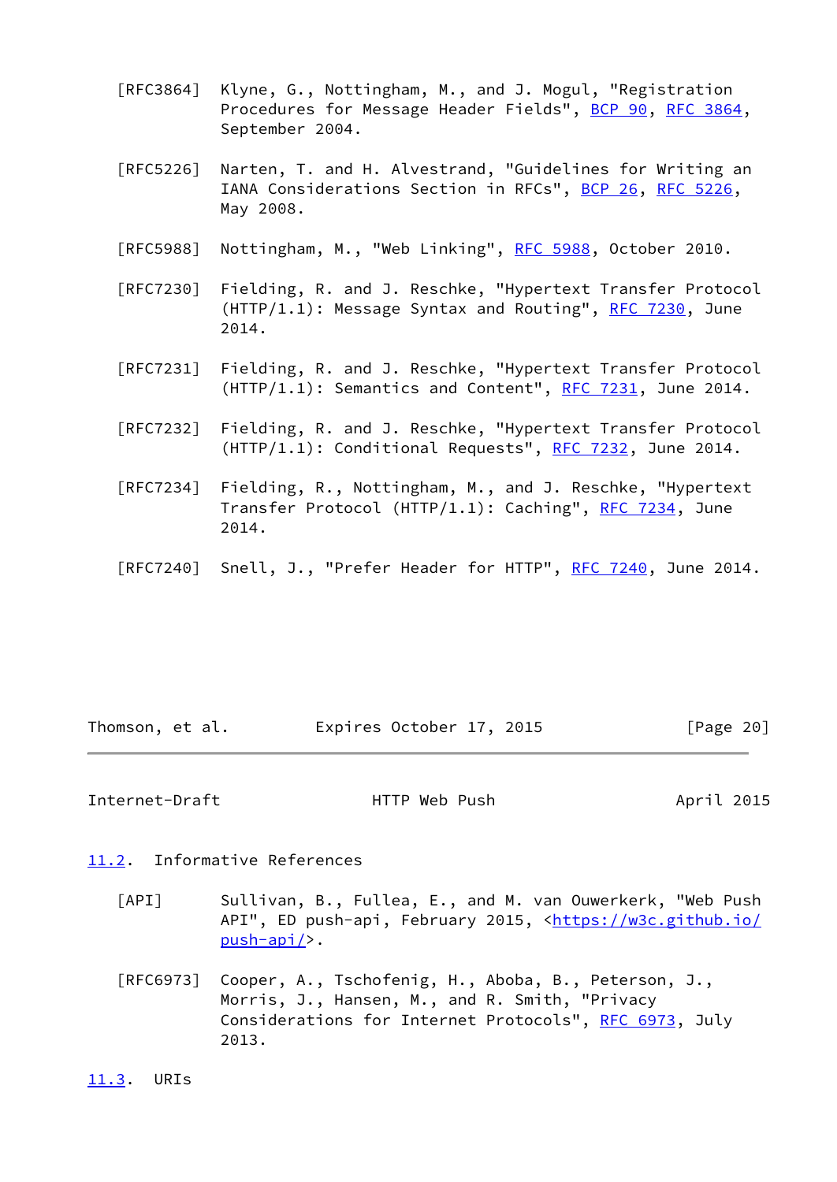[RFC3864] Klyne, G., Nottingham, M., and J. Mogul, "Registration Procedures for Message Header Fields", BCP 90, RFC 3864, September 2004.

[RFC5226] Narten, T. and H. Alvestrand, "Guidelines for Writing an IANA Considerations Section in RFCs", BCP 26, RFC 5226, May 2008.

[RFC5988] Nottingham, M., "Web Linking", RFC 5988, October 2010.

[RFC7230] Fielding, R. and J. Reschke, "Hypertext Transfer Protocol (HTTP/1.1): Message Syntax and Routing", RFC 7230, June 2014.

[RFC7231] Fielding, R. and J. Reschke, "Hypertext Transfer Protocol (HTTP/1.1): Semantics and Content", RFC 7231, June 2014.

[RFC7232] Fielding, R. and J. Reschke, "Hypertext Transfer Protocol (HTTP/1.1): Conditional Requests", RFC 7232, June 2014.

[RFC7234] Fielding, R., Nottingham, M., and J. Reschke, "Hypertext Transfer Protocol (HTTP/1.1): Caching", RFC 7234, June 2014.

[RFC7240] Snell, J., "Prefer Header for HTTP", RFC 7240, June 2014.

## 11.2. Informative References

[API] Sullivan, B., Fullea, E., and M. van Ouwerkerk, "Web Push API", ED push-api, February 2015, <https://w3c.github.io/push-api/>.

[RFC6973] Cooper, A., Tschofenig, H., Aboba, B., Peterson, J., Morris, J., Hansen, M., and R. Smith, "Privacy Considerations for Internet Protocols", RFC 6973, July 2013.

## 11.3. URIs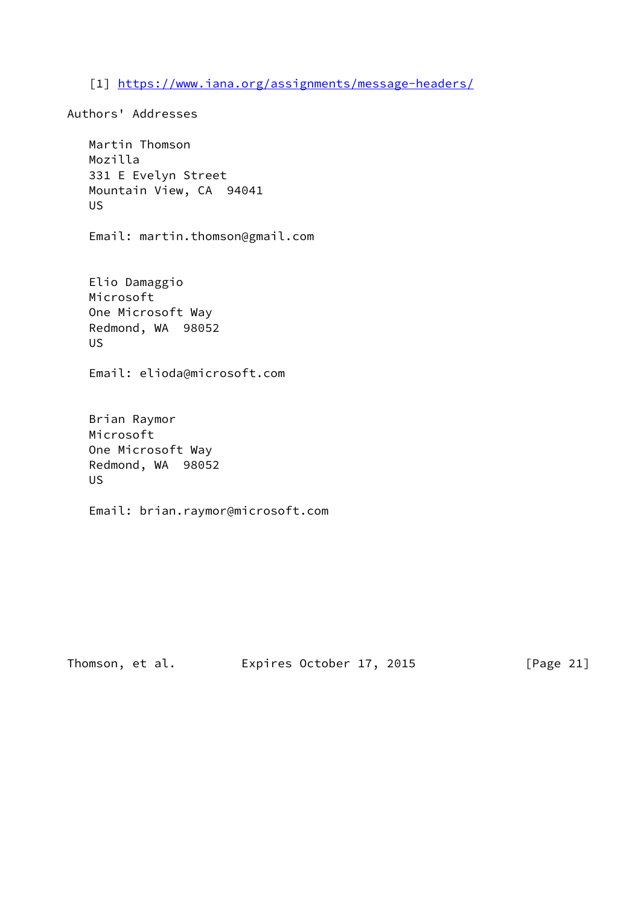[1] https://www.iana.org/assignments/message-headers/

## Authors' Addresses

Martin Thomson
Mozilla
331 E Evelyn Street
Mountain View, CA  94041
US

Email: martin.thomson@gmail.com

Elio Damaggio
Microsoft
One Microsoft Way
Redmond, WA  98052
US

Email: elioda@microsoft.com

Brian Raymor
Microsoft
One Microsoft Way
Redmond, WA  98052
US

Email: brian.raymor@microsoft.com